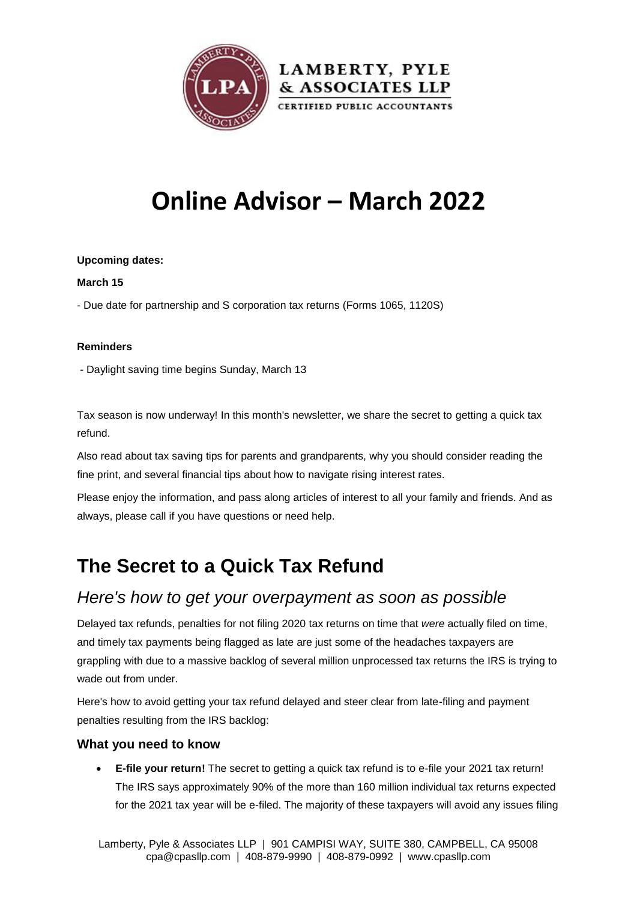**LAMBERTY, PYLE & ASSOCIATES LLP**

CERTIFIED PUBLIC ACCOUNTANTS

# Online Advisor – March 2022

**Upcoming dates:**

**March 15**

- Due date for partnership and S corporation tax returns (Forms 1065, 1120S)

**Reminders**

- Daylight saving time begins Sunday, March 13

Tax season is now underway! In this month's newsletter, we share the secret to getting a quick tax refund.

Also read about tax saving tips for parents and grandparents, why you should consider reading the fine print, and several financial tips about how to navigate rising interest rates.

Please enjoy the information, and pass along articles of interest to all your family and friends. And as always, please call if you have questions or need help.

## The Secret to a Quick Tax Refund

### *Here's how to get your overpayment as soon as possible*

Delayed tax refunds, penalties for not filing 2020 tax returns on time that *were* actually filed on time, and timely tax payments being flagged as late are just some of the headaches taxpayers are grappling with due to a massive backlog of several million unprocessed tax returns the IRS is trying to wade out from under.

Here's how to avoid getting your tax refund delayed and steer clear from late-filing and payment penalties resulting from the IRS backlog:

#### What you need to know

- **E-file your return!** The secret to getting a quick tax refund is to e-file your 2021 tax return! The IRS says approximately 90% of the more than 160 million individual tax returns expected for the 2021 tax year will be e-filed. The majority of these taxpayers will avoid any issues filing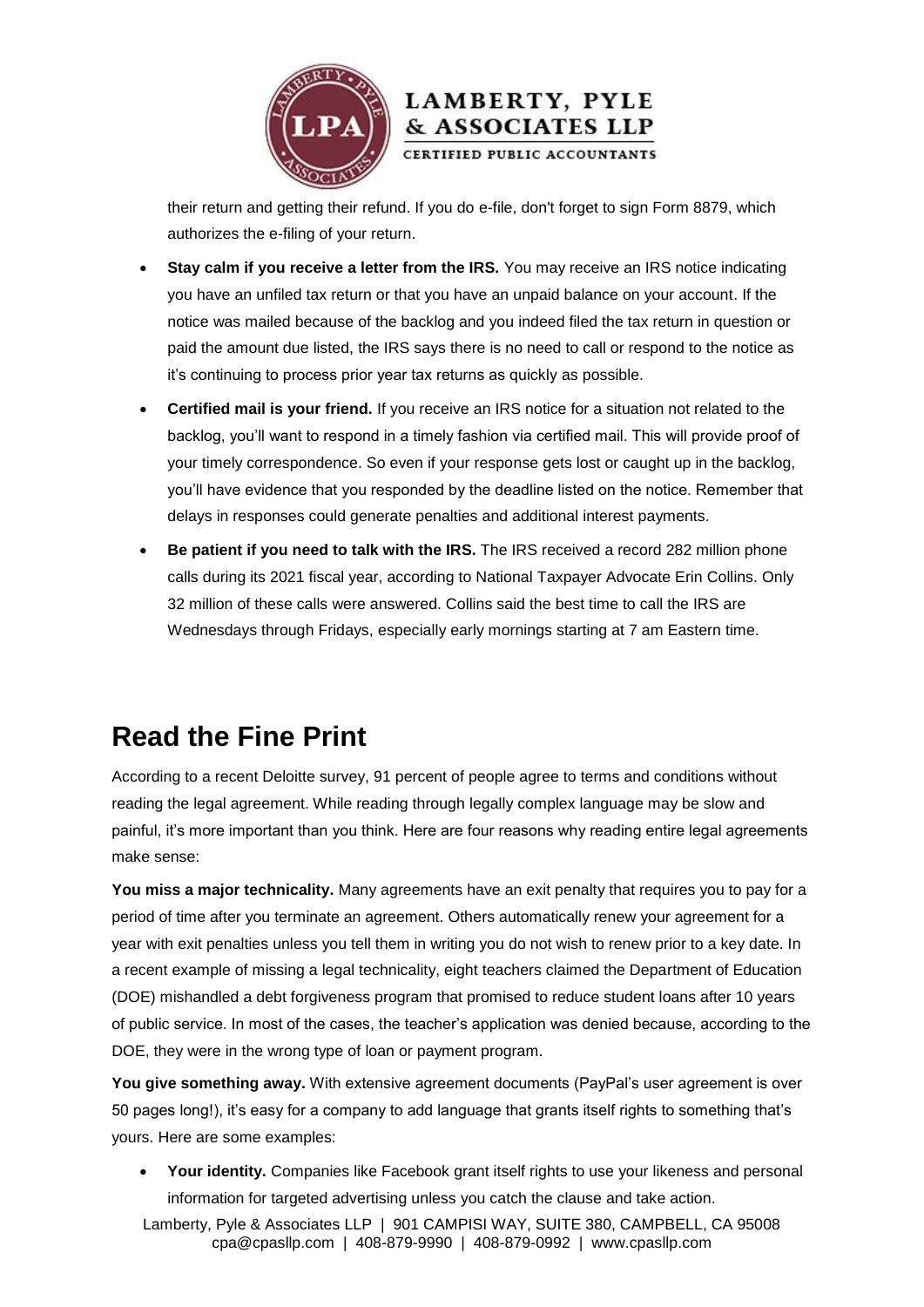their return and getting their refund. If you do e-file, don't forget to sign Form 8879, which authorizes the e-filing of your return.

- **Stay calm if you receive a letter from the IRS.** You may receive an IRS notice indicating you have an unfiled tax return or that you have an unpaid balance on your account. If the notice was mailed because of the backlog and you indeed filed the tax return in question or paid the amount due listed, the IRS says there is no need to call or respond to the notice as it's continuing to process prior year tax returns as quickly as possible.
- **Certified mail is your friend.** If you receive an IRS notice for a situation not related to the backlog, you'll want to respond in a timely fashion via certified mail. This will provide proof of your timely correspondence. So even if your response gets lost or caught up in the backlog, you'll have evidence that you responded by the deadline listed on the notice. Remember that delays in responses could generate penalties and additional interest payments.
- **Be patient if you need to talk with the IRS.** The IRS received a record 282 million phone calls during its 2021 fiscal year, according to National Taxpayer Advocate Erin Collins. Only 32 million of these calls were answered. Collins said the best time to call the IRS are Wednesdays through Fridays, especially early mornings starting at 7 am Eastern time.

## Read the Fine Print

According to a recent Deloitte survey, 91 percent of people agree to terms and conditions without reading the legal agreement. While reading through legally complex language may be slow and painful, it's more important than you think. Here are four reasons why reading entire legal agreements make sense:

**You miss a major technicality.** Many agreements have an exit penalty that requires you to pay for a period of time after you terminate an agreement. Others automatically renew your agreement for a year with exit penalties unless you tell them in writing you do not wish to renew prior to a key date. In a recent example of missing a legal technicality, eight teachers claimed the Department of Education (DOE) mishandled a debt forgiveness program that promised to reduce student loans after 10 years of public service. In most of the cases, the teacher's application was denied because, according to the DOE, they were in the wrong type of loan or payment program.

**You give something away.** With extensive agreement documents (PayPal's user agreement is over 50 pages long!), it's easy for a company to add language that grants itself rights to something that's yours. Here are some examples:

- **Your identity.** Companies like Facebook grant itself rights to use your likeness and personal information for targeted advertising unless you catch the clause and take action.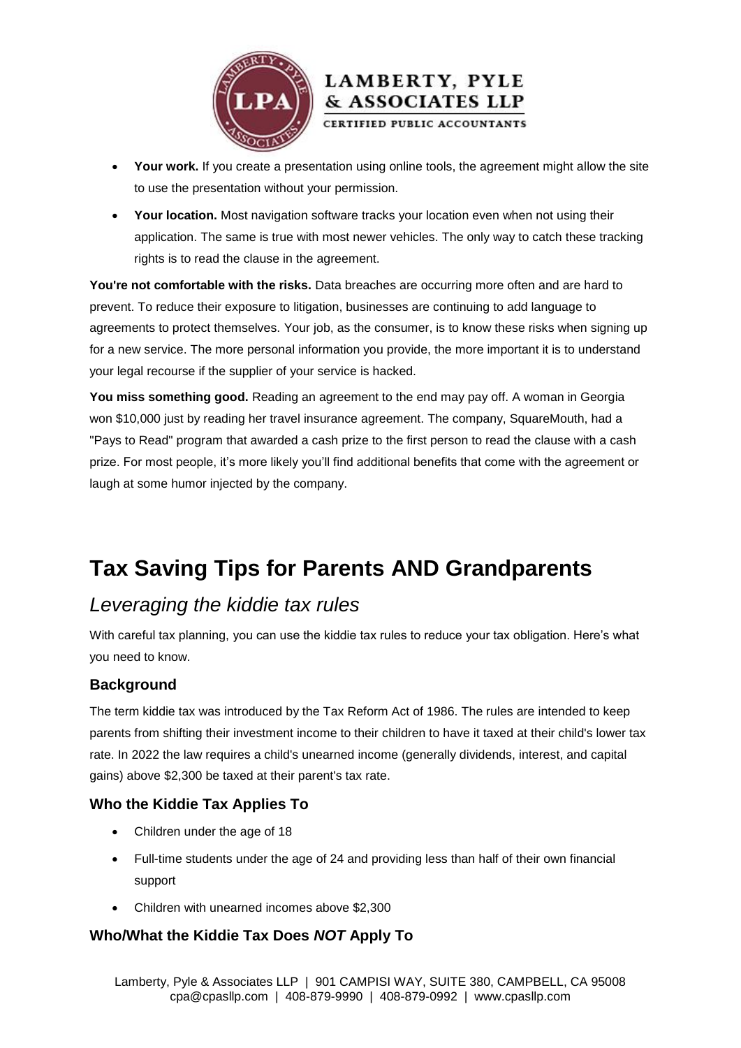- **Your work.** If you create a presentation using online tools, the agreement might allow the site to use the presentation without your permission.
- **Your location.** Most navigation software tracks your location even when not using their application. The same is true with most newer vehicles. The only way to catch these tracking rights is to read the clause in the agreement.

**You're not comfortable with the risks.** Data breaches are occurring more often and are hard to prevent. To reduce their exposure to litigation, businesses are continuing to add language to agreements to protect themselves. Your job, as the consumer, is to know these risks when signing up for a new service. The more personal information you provide, the more important it is to understand your legal recourse if the supplier of your service is hacked.

**You miss something good.** Reading an agreement to the end may pay off. A woman in Georgia won $10,000 just by reading her travel insurance agreement. The company, SquareMouth, had a "Pays to Read" program that awarded a cash prize to the first person to read the clause with a cash prize. For most people, it's more likely you'll find additional benefits that come with the agreement or laugh at some humor injected by the company.

# Tax Saving Tips for Parents AND Grandparents

## *Leveraging the kiddie tax rules*

With careful tax planning, you can use the kiddie tax rules to reduce your tax obligation. Here's what you need to know.

### Background

The term kiddie tax was introduced by the Tax Reform Act of 1986. The rules are intended to keep parents from shifting their investment income to their children to have it taxed at their child's lower tax rate. In 2022 the law requires a child's unearned income (generally dividends, interest, and capital gains) above $2,300 be taxed at their parent's tax rate.

### Who the Kiddie Tax Applies To

- Children under the age of 18
- Full-time students under the age of 24 and providing less than half of their own financial support
- Children with unearned incomes above $2,300

### Who/What the Kiddie Tax Does *NOT* Apply To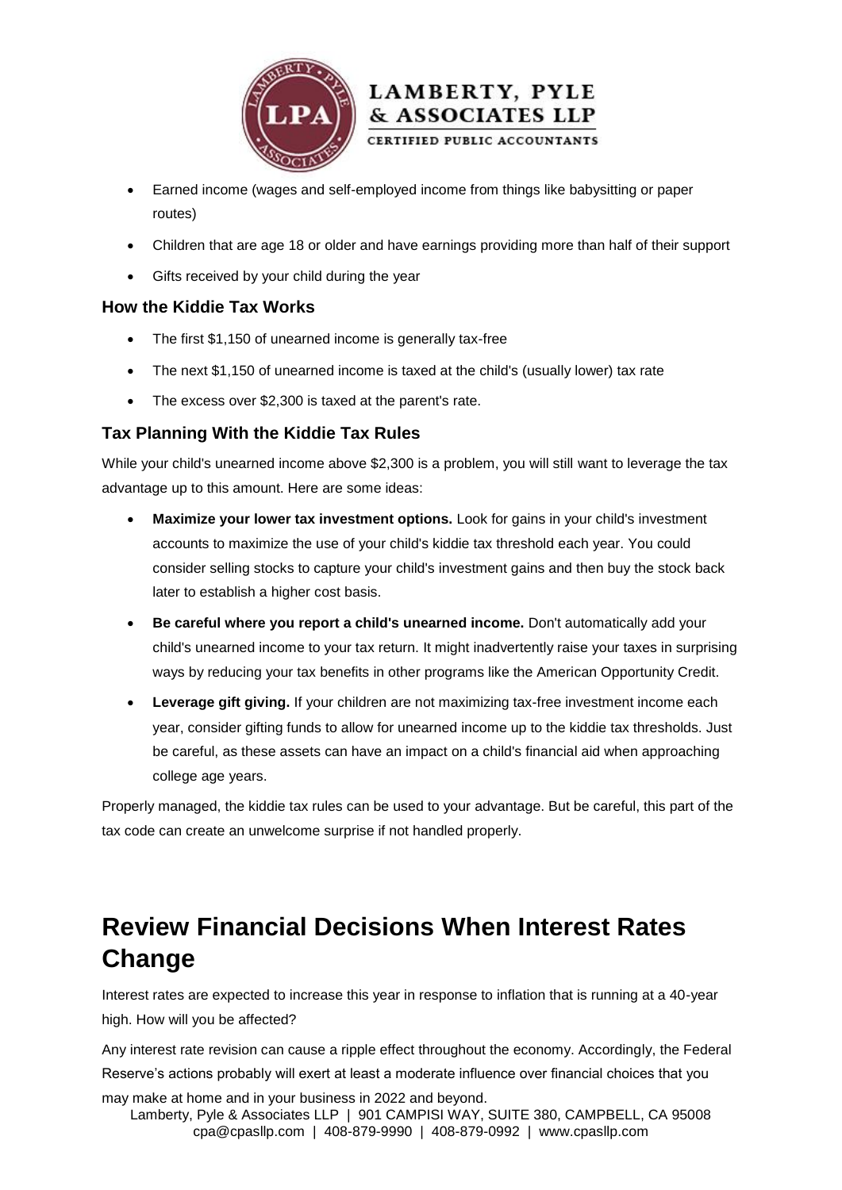- Earned income (wages and self-employed income from things like babysitting or paper routes)
- Children that are age 18 or older and have earnings providing more than half of their support
- Gifts received by your child during the year

### How the Kiddie Tax Works

- The first $1,150 of unearned income is generally tax-free
- The next $1,150 of unearned income is taxed at the child's (usually lower) tax rate
- The excess over $2,300 is taxed at the parent's rate.

### Tax Planning With the Kiddie Tax Rules

While your child's unearned income above $2,300 is a problem, you will still want to leverage the tax advantage up to this amount. Here are some ideas:

- **Maximize your lower tax investment options.** Look for gains in your child's investment accounts to maximize the use of your child's kiddie tax threshold each year. You could consider selling stocks to capture your child's investment gains and then buy the stock back later to establish a higher cost basis.
- **Be careful where you report a child's unearned income.** Don't automatically add your child's unearned income to your tax return. It might inadvertently raise your taxes in surprising ways by reducing your tax benefits in other programs like the American Opportunity Credit.
- **Leverage gift giving.** If your children are not maximizing tax-free investment income each year, consider gifting funds to allow for unearned income up to the kiddie tax thresholds. Just be careful, as these assets can have an impact on a child's financial aid when approaching college age years.

Properly managed, the kiddie tax rules can be used to your advantage. But be careful, this part of the tax code can create an unwelcome surprise if not handled properly.

# Review Financial Decisions When Interest Rates Change

Interest rates are expected to increase this year in response to inflation that is running at a 40-year high. How will you be affected?

Any interest rate revision can cause a ripple effect throughout the economy. Accordingly, the Federal Reserve's actions probably will exert at least a moderate influence over financial choices that you may make at home and in your business in 2022 and beyond.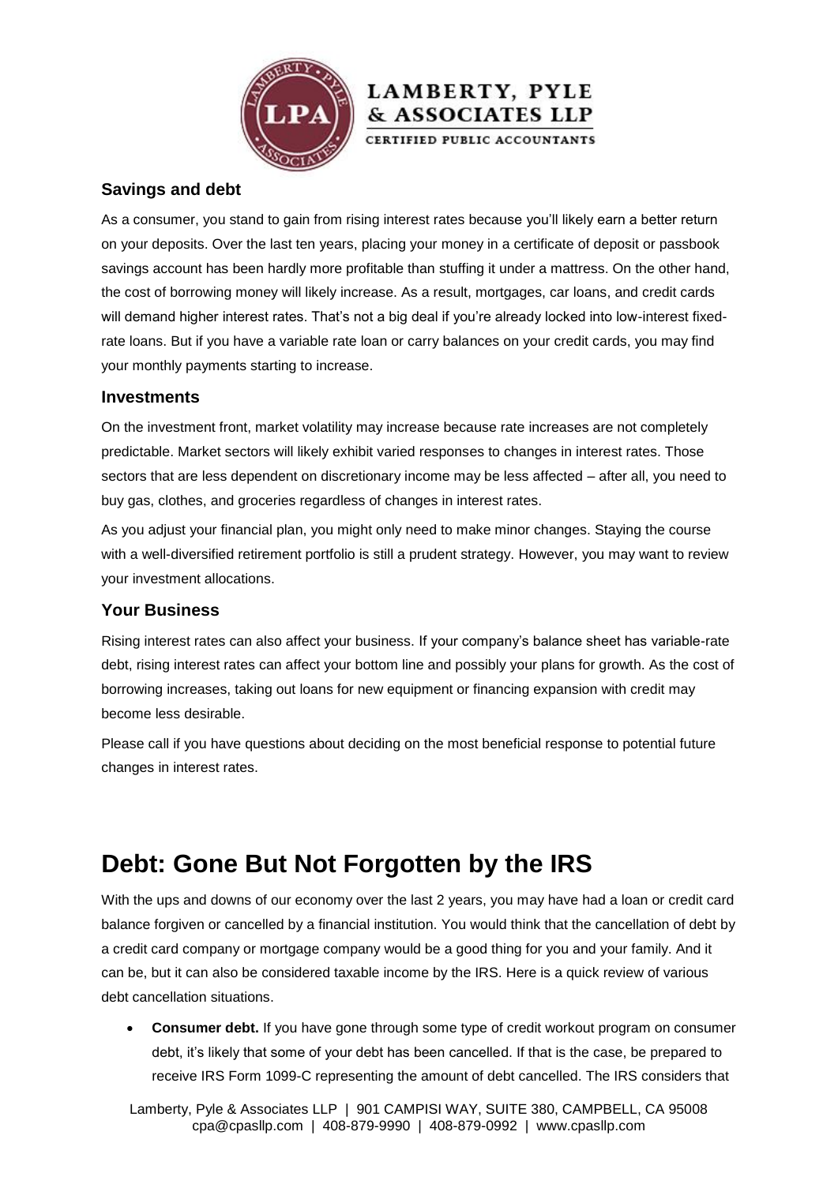### Savings and debt

As a consumer, you stand to gain from rising interest rates because you'll likely earn a better return on your deposits. Over the last ten years, placing your money in a certificate of deposit or passbook savings account has been hardly more profitable than stuffing it under a mattress. On the other hand, the cost of borrowing money will likely increase. As a result, mortgages, car loans, and credit cards will demand higher interest rates. That's not a big deal if you're already locked into low-interest fixed-rate loans. But if you have a variable rate loan or carry balances on your credit cards, you may find your monthly payments starting to increase.

### Investments

On the investment front, market volatility may increase because rate increases are not completely predictable. Market sectors will likely exhibit varied responses to changes in interest rates. Those sectors that are less dependent on discretionary income may be less affected – after all, you need to buy gas, clothes, and groceries regardless of changes in interest rates.

As you adjust your financial plan, you might only need to make minor changes. Staying the course with a well-diversified retirement portfolio is still a prudent strategy. However, you may want to review your investment allocations.

### Your Business

Rising interest rates can also affect your business. If your company's balance sheet has variable-rate debt, rising interest rates can affect your bottom line and possibly your plans for growth. As the cost of borrowing increases, taking out loans for new equipment or financing expansion with credit may become less desirable.

Please call if you have questions about deciding on the most beneficial response to potential future changes in interest rates.

# Debt: Gone But Not Forgotten by the IRS

With the ups and downs of our economy over the last 2 years, you may have had a loan or credit card balance forgiven or cancelled by a financial institution. You would think that the cancellation of debt by a credit card company or mortgage company would be a good thing for you and your family. And it can be, but it can also be considered taxable income by the IRS. Here is a quick review of various debt cancellation situations.

- **Consumer debt.** If you have gone through some type of credit workout program on consumer debt, it's likely that some of your debt has been cancelled. If that is the case, be prepared to receive IRS Form 1099-C representing the amount of debt cancelled. The IRS considers that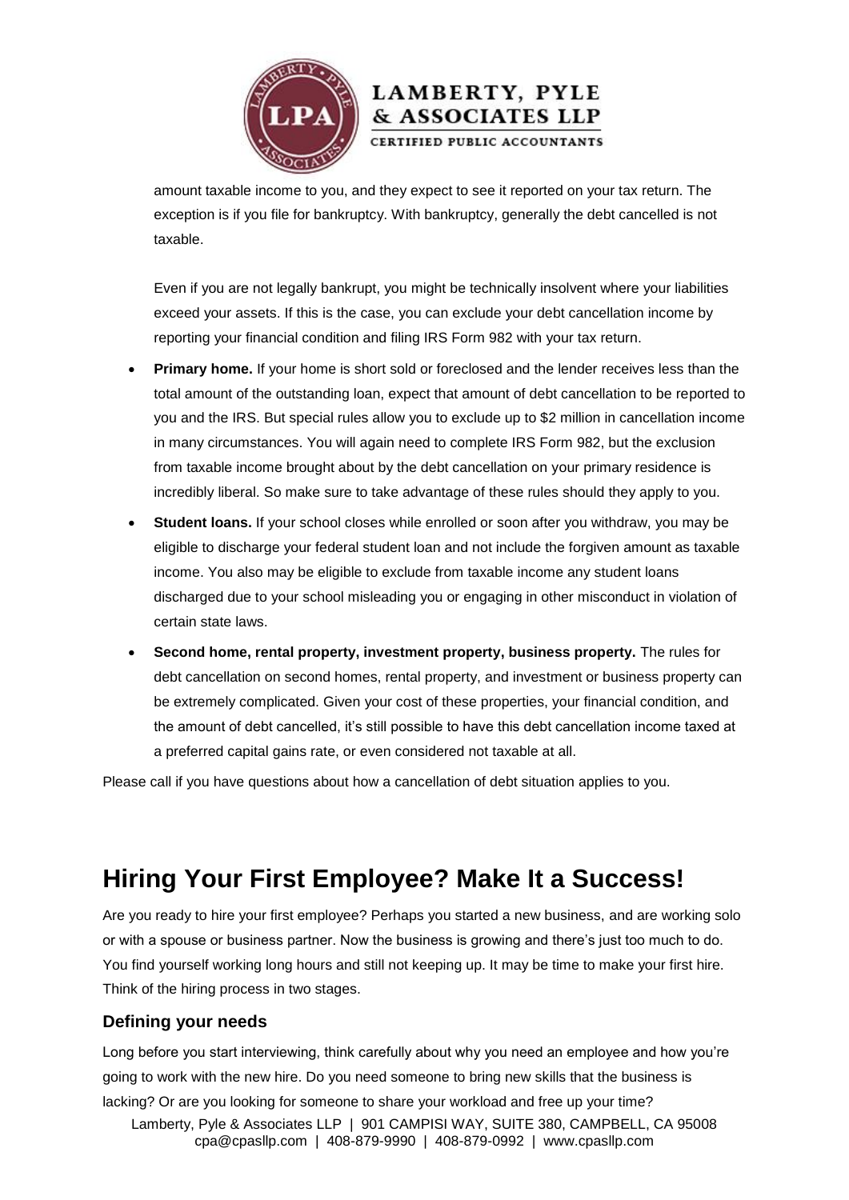amount taxable income to you, and they expect to see it reported on your tax return. The exception is if you file for bankruptcy. With bankruptcy, generally the debt cancelled is not taxable.

Even if you are not legally bankrupt, you might be technically insolvent where your liabilities exceed your assets. If this is the case, you can exclude your debt cancellation income by reporting your financial condition and filing IRS Form 982 with your tax return.

- **Primary home.** If your home is short sold or foreclosed and the lender receives less than the total amount of the outstanding loan, expect that amount of debt cancellation to be reported to you and the IRS. But special rules allow you to exclude up to $2 million in cancellation income in many circumstances. You will again need to complete IRS Form 982, but the exclusion from taxable income brought about by the debt cancellation on your primary residence is incredibly liberal. So make sure to take advantage of these rules should they apply to you.
- **Student loans.** If your school closes while enrolled or soon after you withdraw, you may be eligible to discharge your federal student loan and not include the forgiven amount as taxable income. You also may be eligible to exclude from taxable income any student loans discharged due to your school misleading you or engaging in other misconduct in violation of certain state laws.
- **Second home, rental property, investment property, business property.** The rules for debt cancellation on second homes, rental property, and investment or business property can be extremely complicated. Given your cost of these properties, your financial condition, and the amount of debt cancelled, it's still possible to have this debt cancellation income taxed at a preferred capital gains rate, or even considered not taxable at all.

Please call if you have questions about how a cancellation of debt situation applies to you.

# Hiring Your First Employee? Make It a Success!

Are you ready to hire your first employee? Perhaps you started a new business, and are working solo or with a spouse or business partner. Now the business is growing and there's just too much to do. You find yourself working long hours and still not keeping up. It may be time to make your first hire. Think of the hiring process in two stages.

### Defining your needs

Long before you start interviewing, think carefully about why you need an employee and how you're going to work with the new hire. Do you need someone to bring new skills that the business is lacking? Or are you looking for someone to share your workload and free up your time?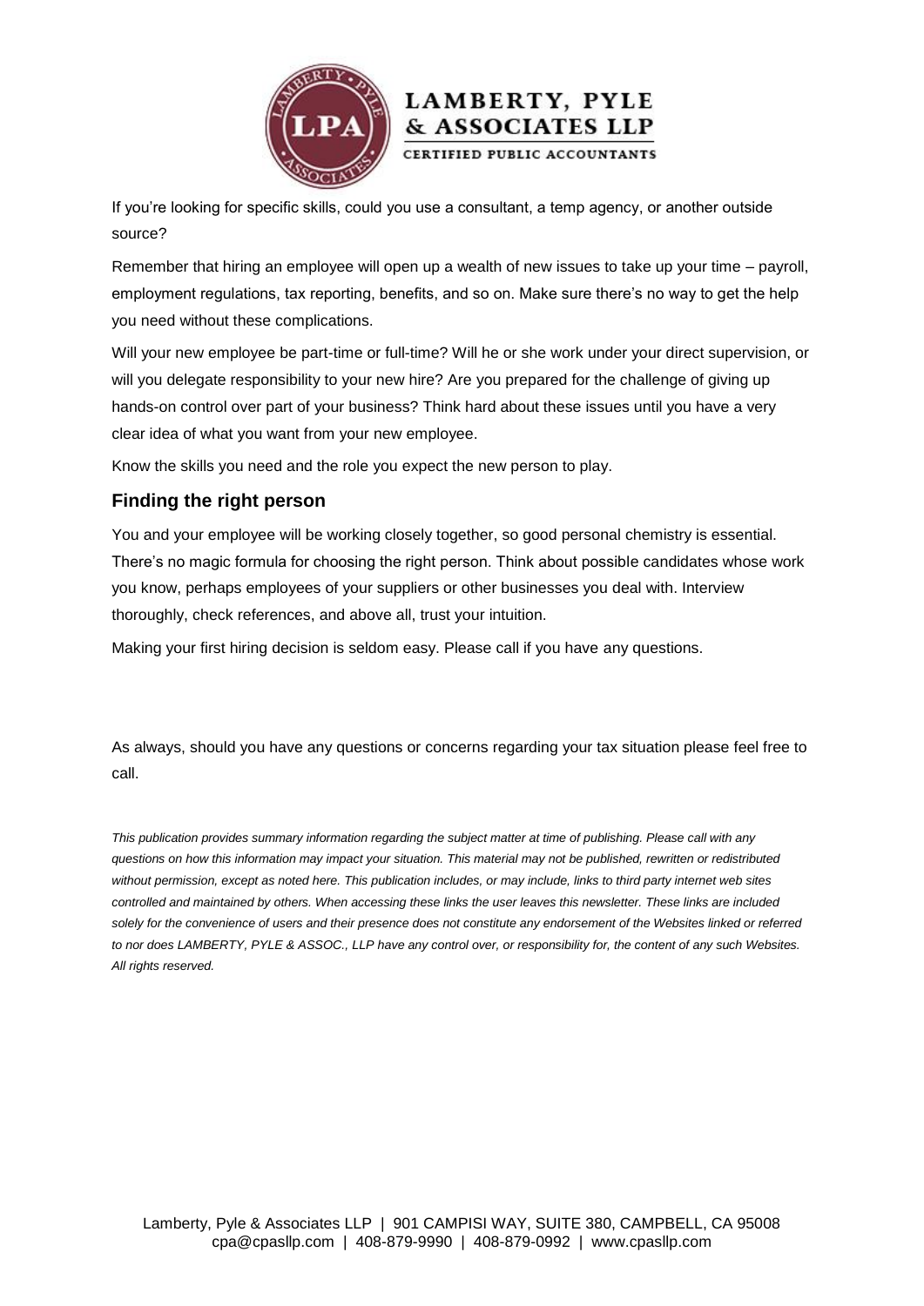If you're looking for specific skills, could you use a consultant, a temp agency, or another outside source?

Remember that hiring an employee will open up a wealth of new issues to take up your time – payroll, employment regulations, tax reporting, benefits, and so on. Make sure there's no way to get the help you need without these complications.

Will your new employee be part-time or full-time? Will he or she work under your direct supervision, or will you delegate responsibility to your new hire? Are you prepared for the challenge of giving up hands-on control over part of your business? Think hard about these issues until you have a very clear idea of what you want from your new employee.

Know the skills you need and the role you expect the new person to play.

### Finding the right person

You and your employee will be working closely together, so good personal chemistry is essential. There's no magic formula for choosing the right person. Think about possible candidates whose work you know, perhaps employees of your suppliers or other businesses you deal with. Interview thoroughly, check references, and above all, trust your intuition.

Making your first hiring decision is seldom easy. Please call if you have any questions.

As always, should you have any questions or concerns regarding your tax situation please feel free to call.

*This publication provides summary information regarding the subject matter at time of publishing. Please call with any questions on how this information may impact your situation. This material may not be published, rewritten or redistributed without permission, except as noted here. This publication includes, or may include, links to third party internet web sites controlled and maintained by others. When accessing these links the user leaves this newsletter. These links are included solely for the convenience of users and their presence does not constitute any endorsement of the Websites linked or referred to nor does LAMBERTY, PYLE & ASSOC., LLP have any control over, or responsibility for, the content of any such Websites. All rights reserved.*